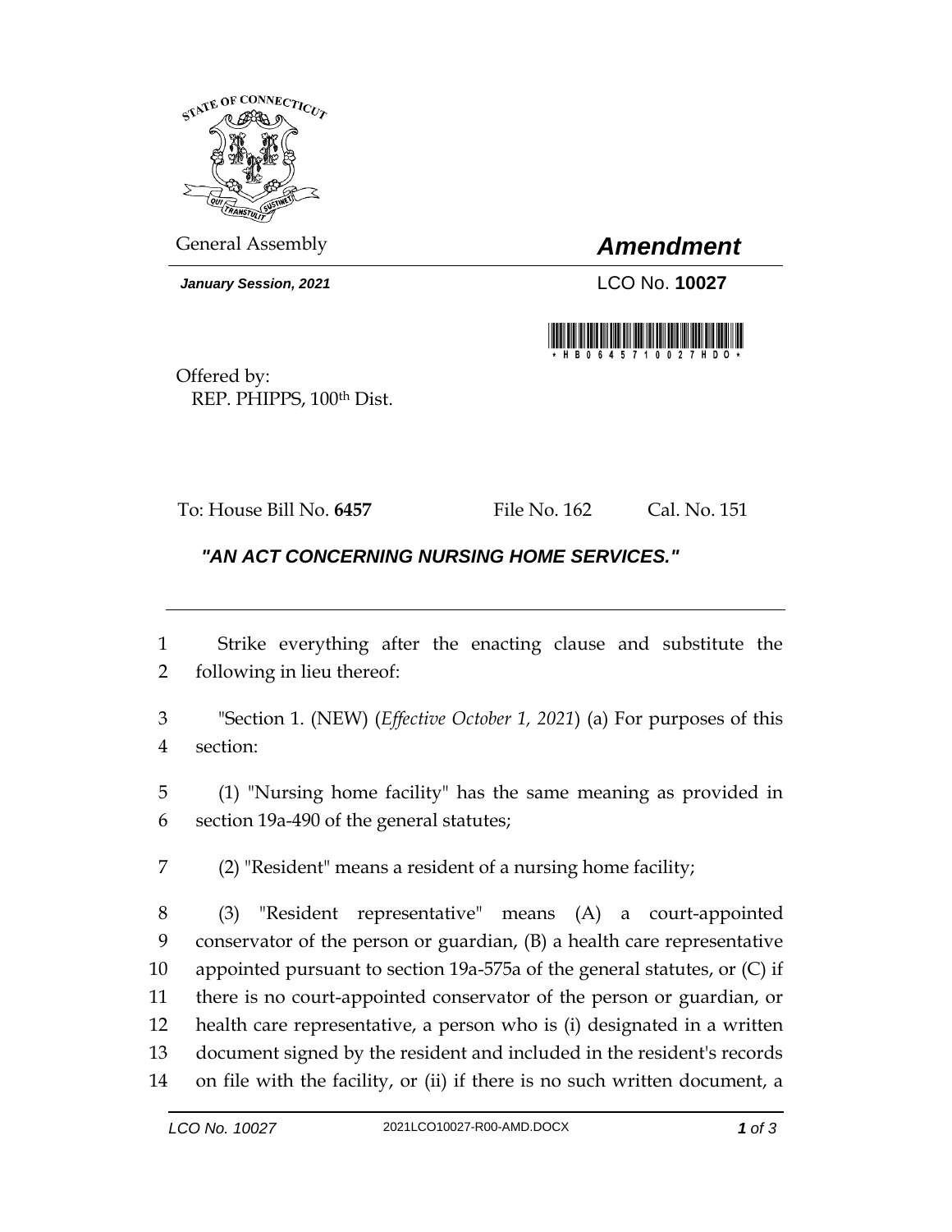General Assembly

# *Amendment*

***January Session, 2021***

LCO No. **10027**

Offered by:
REP. PHIPPS, 100th Dist.

To: House Bill No. **6457** File No. 162 Cal. No. 151

## *"AN ACT CONCERNING NURSING HOME SERVICES."*

1 Strike everything after the enacting clause and substitute the
2 following in lieu thereof:

3 "Section 1. (NEW) (*Effective October 1, 2021*) (a) For purposes of this
4 section:

5 (1) "Nursing home facility" has the same meaning as provided in
6 section 19a-490 of the general statutes;

7 (2) "Resident" means a resident of a nursing home facility;

8 (3) "Resident representative" means (A) a court-appointed
9 conservator of the person or guardian, (B) a health care representative
10 appointed pursuant to section 19a-575a of the general statutes, or (C) if
11 there is no court-appointed conservator of the person or guardian, or
12 health care representative, a person who is (i) designated in a written
13 document signed by the resident and included in the resident's records
14 on file with the facility, or (ii) if there is no such written document, a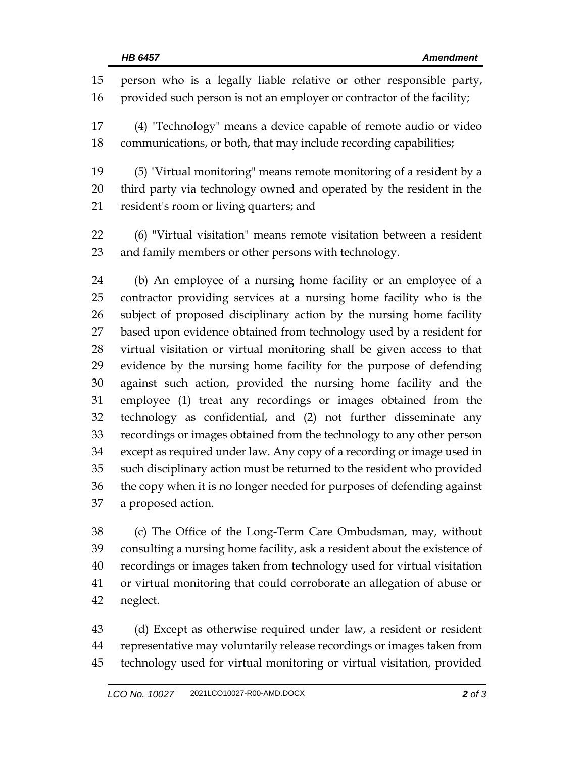person who is a legally liable relative or other responsible party, provided such person is not an employer or contractor of the facility;

(4) "Technology" means a device capable of remote audio or video communications, or both, that may include recording capabilities;

(5) "Virtual monitoring" means remote monitoring of a resident by a third party via technology owned and operated by the resident in the resident's room or living quarters; and

(6) "Virtual visitation" means remote visitation between a resident and family members or other persons with technology.

(b) An employee of a nursing home facility or an employee of a contractor providing services at a nursing home facility who is the subject of proposed disciplinary action by the nursing home facility based upon evidence obtained from technology used by a resident for virtual visitation or virtual monitoring shall be given access to that evidence by the nursing home facility for the purpose of defending against such action, provided the nursing home facility and the employee (1) treat any recordings or images obtained from the technology as confidential, and (2) not further disseminate any recordings or images obtained from the technology to any other person except as required under law. Any copy of a recording or image used in such disciplinary action must be returned to the resident who provided the copy when it is no longer needed for purposes of defending against a proposed action.

(c) The Office of the Long-Term Care Ombudsman, may, without consulting a nursing home facility, ask a resident about the existence of recordings or images taken from technology used for virtual visitation or virtual monitoring that could corroborate an allegation of abuse or neglect.

(d) Except as otherwise required under law, a resident or resident representative may voluntarily release recordings or images taken from technology used for virtual monitoring or virtual visitation, provided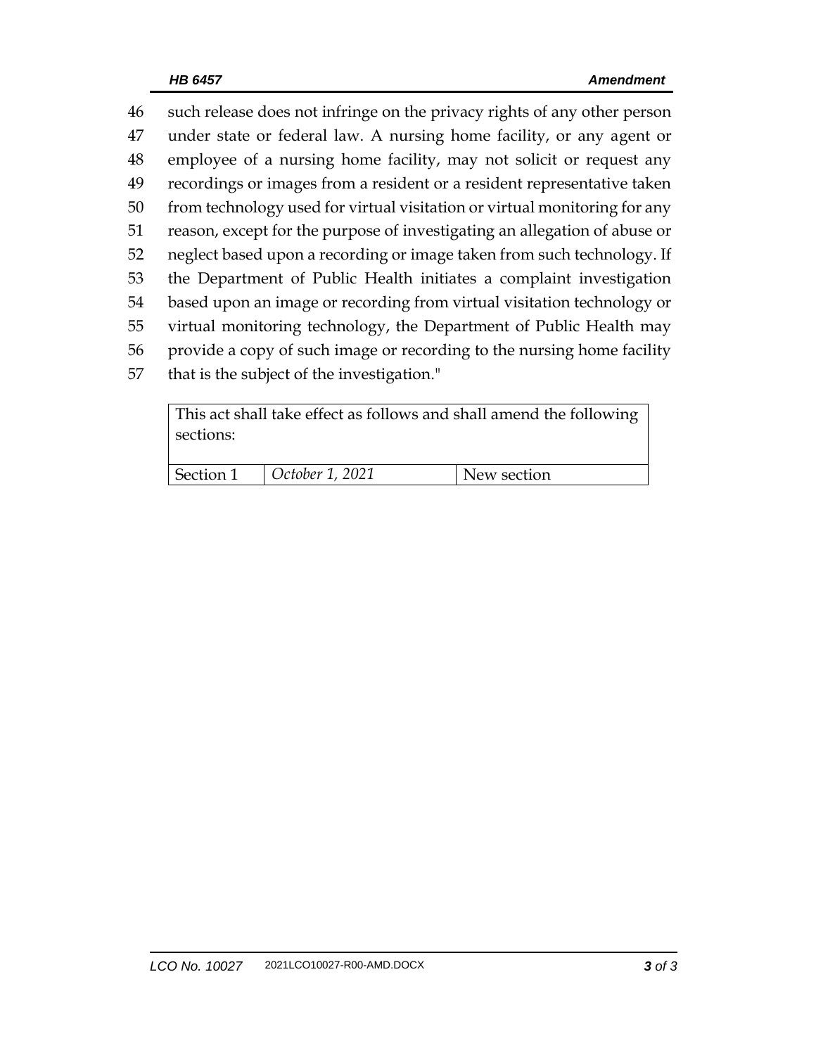46 such release does not infringe on the privacy rights of any other person
47 under state or federal law. A nursing home facility, or any agent or
48 employee of a nursing home facility, may not solicit or request any
49 recordings or images from a resident or a resident representative taken
50 from technology used for virtual visitation or virtual monitoring for any
51 reason, except for the purpose of investigating an allegation of abuse or
52 neglect based upon a recording or image taken from such technology. If
53 the Department of Public Health initiates a complaint investigation
54 based upon an image or recording from virtual visitation technology or
55 virtual monitoring technology, the Department of Public Health may
56 provide a copy of such image or recording to the nursing home facility
57 that is the subject of the investigation."

| This act shall take effect as follows and shall amend the following sections: | | |
|---|---|---|
| Section 1 | *October 1, 2021* | New section |